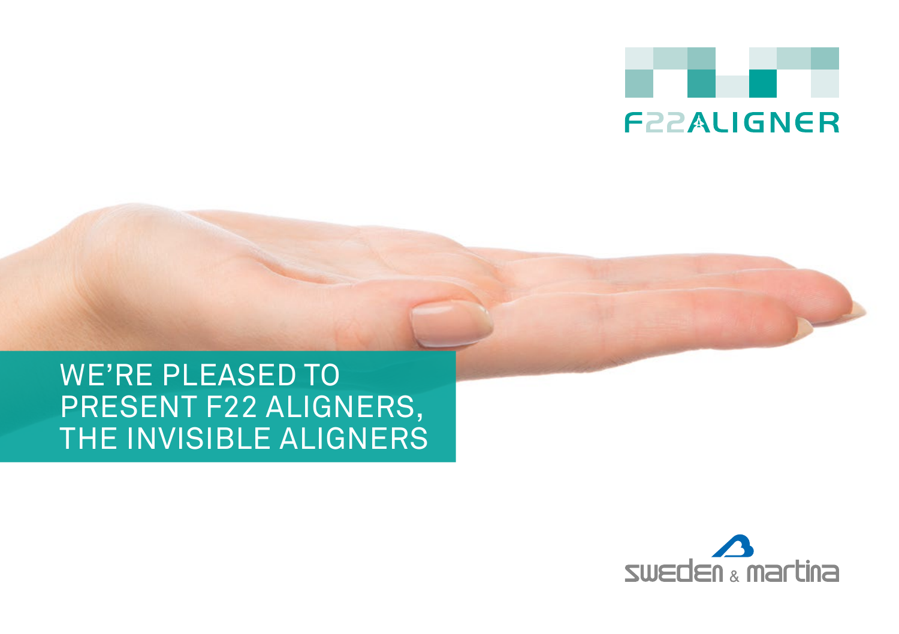F22ALIGNER

# WE'RE PLEASED TO PRESENT F22 ALIGNERS, THE INVISIBLE ALIGNERS

sweden & martina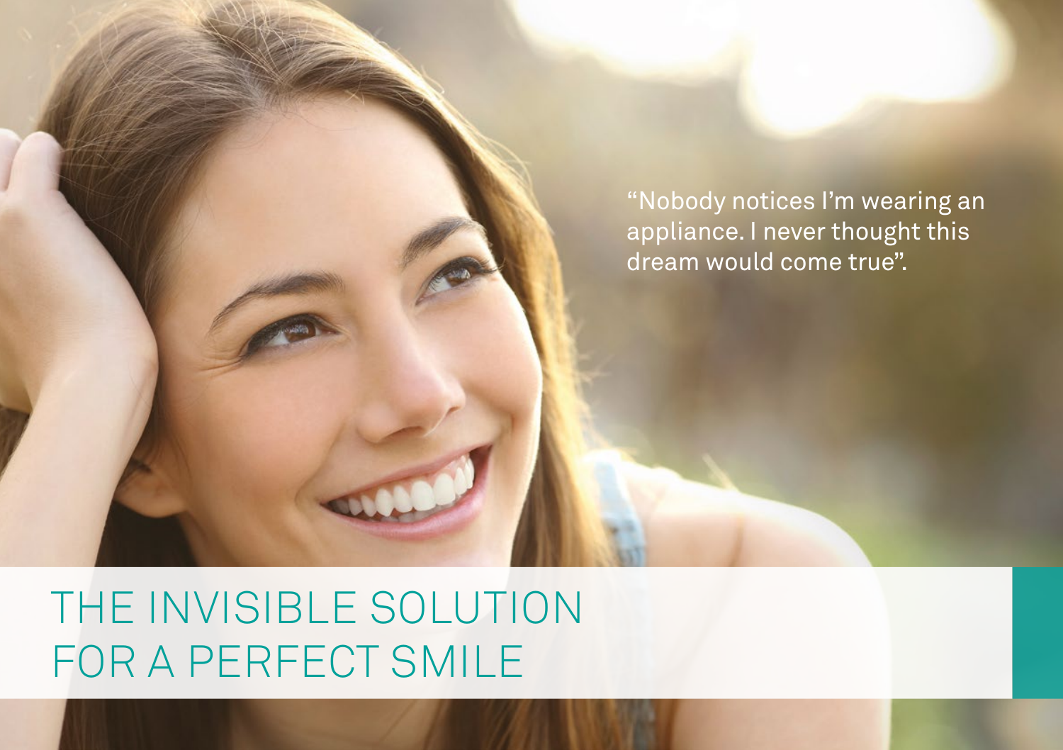"Nobody notices I'm wearing an appliance. I never thought this dream would come true".

# THE INVISIBLE SOLUTION FOR A PERFECT SMILE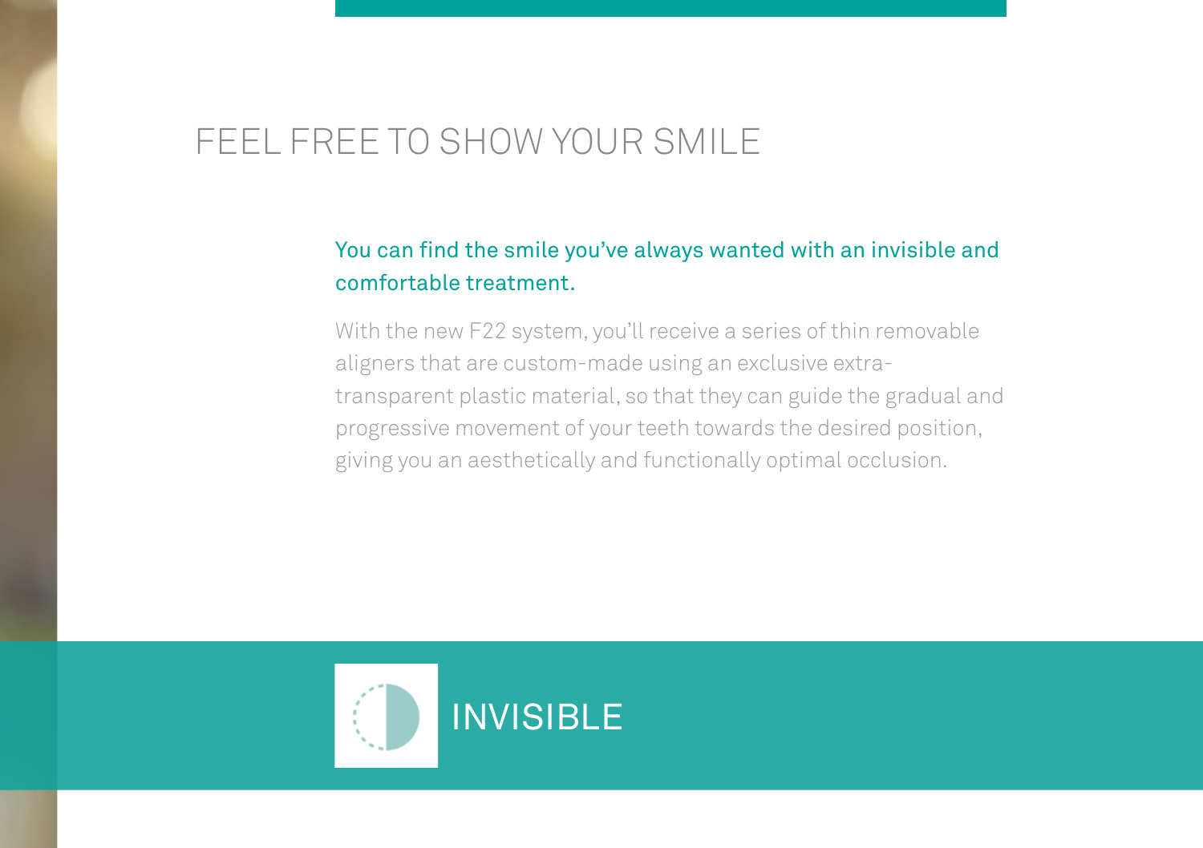# FEEL FREE TO SHOW YOUR SMILE

You can find the smile you've always wanted with an invisible and comfortable treatment.

With the new F22 system, you'll receive a series of thin removable aligners that are custom-made using an exclusive extra-transparent plastic material, so that they can guide the gradual and progressive movement of your teeth towards the desired position, giving you an aesthetically and functionally optimal occlusion.

## INVISIBLE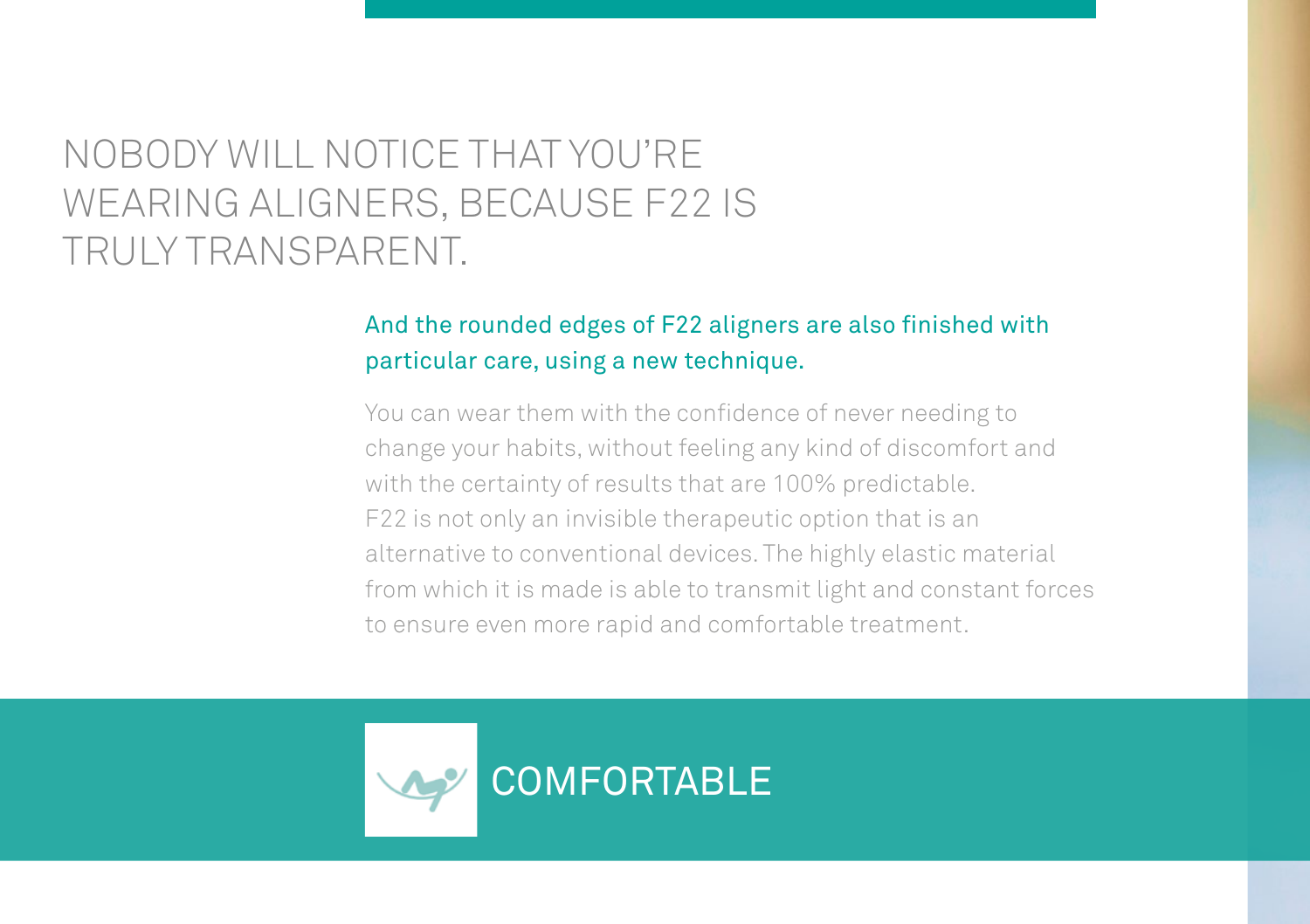# NOBODY WILL NOTICE THAT YOU'RE WEARING ALIGNERS, BECAUSE F22 IS TRULY TRANSPARENT.

**And the rounded edges of F22 aligners are also finished with particular care, using a new technique.**

You can wear them with the confidence of never needing to change your habits, without feeling any kind of discomfort and with the certainty of results that are 100% predictable.
F22 is not only an invisible therapeutic option that is an alternative to conventional devices. The highly elastic material from which it is made is able to transmit light and constant forces to ensure even more rapid and comfortable treatment.

## COMFORTABLE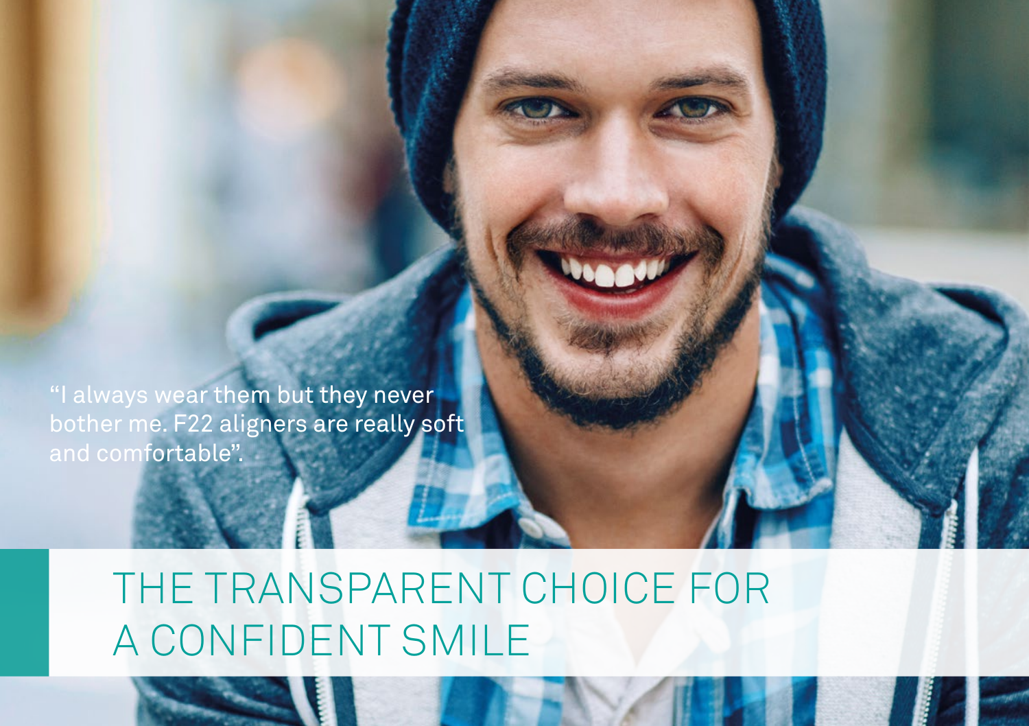"I always wear them but they never bother me. F22 aligners are really soft and comfortable".

# THE TRANSPARENT CHOICE FOR A CONFIDENT SMILE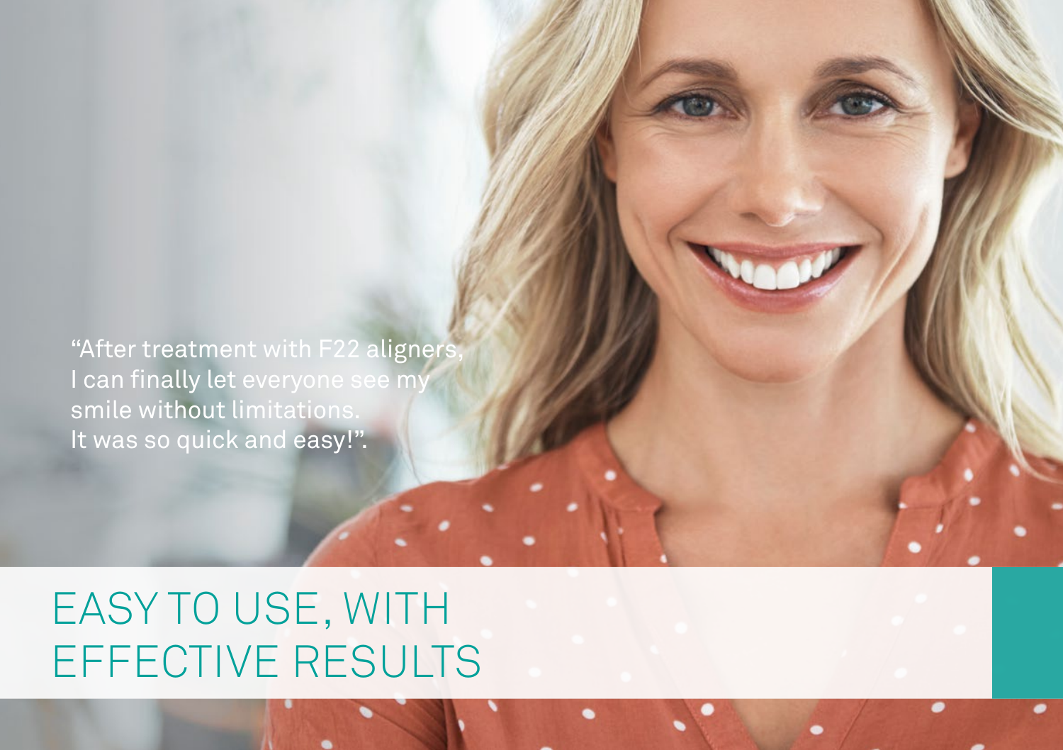"After treatment with F22 aligners, I can finally let everyone see my smile without limitations. It was so quick and easy!".

# EASY TO USE, WITH EFFECTIVE RESULTS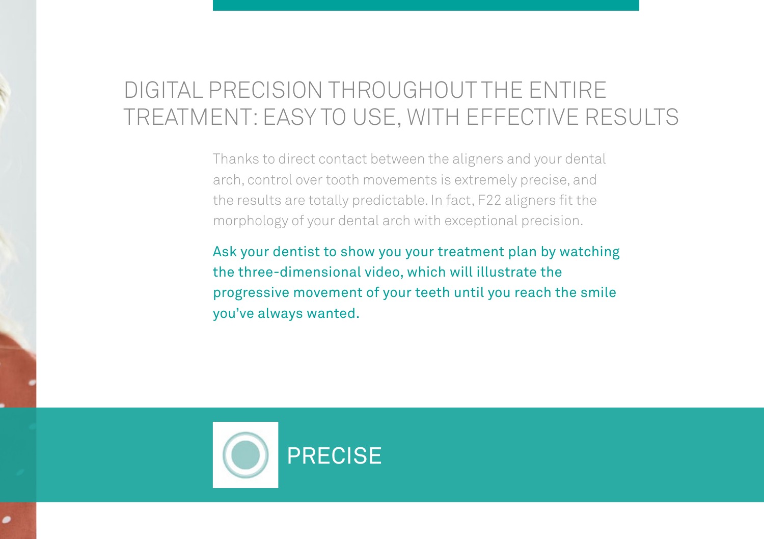# DIGITAL PRECISION THROUGHOUT THE ENTIRE TREATMENT: EASY TO USE, WITH EFFECTIVE RESULTS

Thanks to direct contact between the aligners and your dental arch, control over tooth movements is extremely precise, and the results are totally predictable. In fact, F22 aligners fit the morphology of your dental arch with exceptional precision.

Ask your dentist to show you your treatment plan by watching the three-dimensional video, which will illustrate the progressive movement of your teeth until you reach the smile you've always wanted.

## PRECISE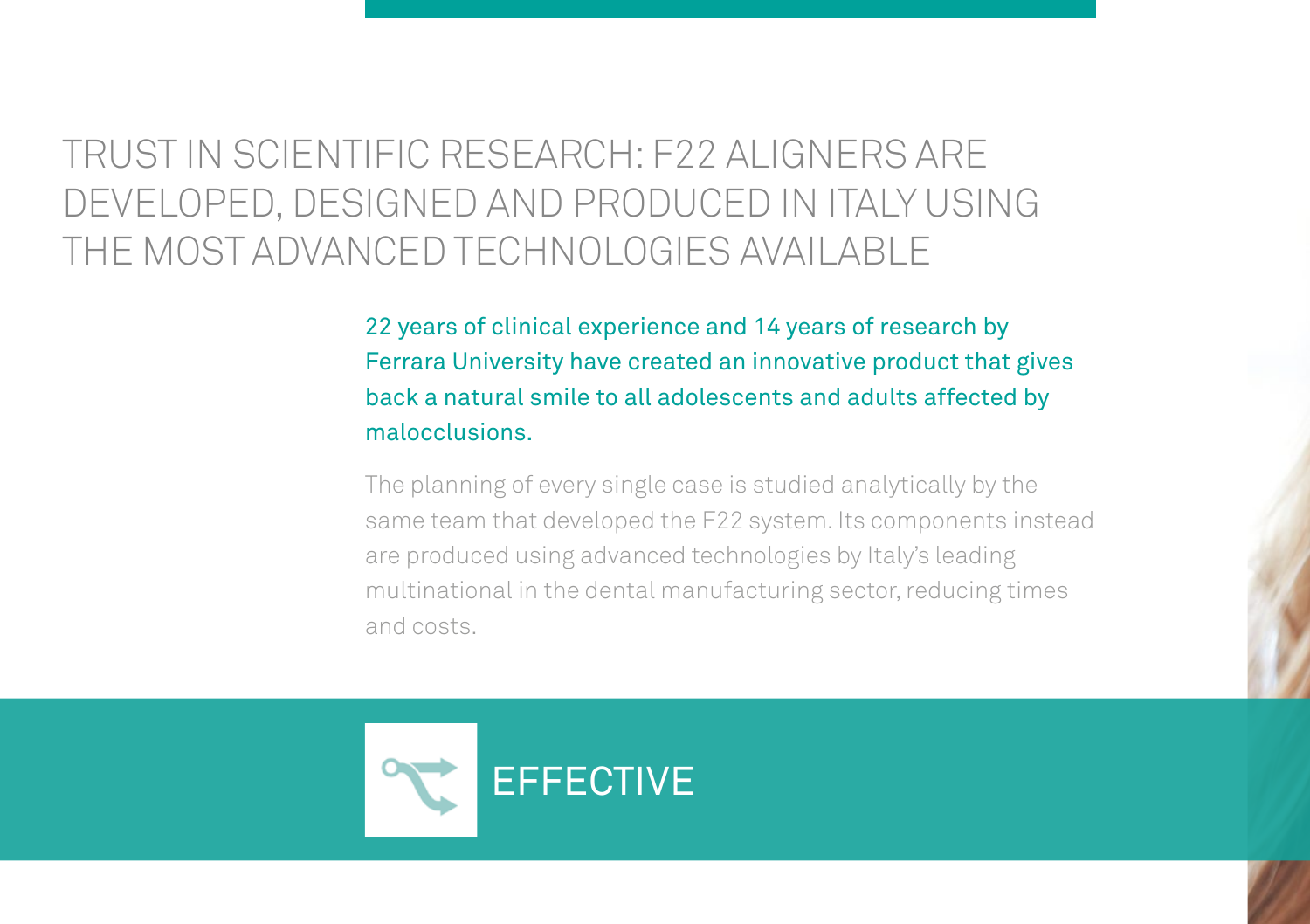# TRUST IN SCIENTIFIC RESEARCH: F22 ALIGNERS ARE DEVELOPED, DESIGNED AND PRODUCED IN ITALY USING THE MOST ADVANCED TECHNOLOGIES AVAILABLE

22 years of clinical experience and 14 years of research by Ferrara University have created an innovative product that gives back a natural smile to all adolescents and adults affected by malocclusions.

The planning of every single case is studied analytically by the same team that developed the F22 system. Its components instead are produced using advanced technologies by Italy's leading multinational in the dental manufacturing sector, reducing times and costs.

## EFFECTIVE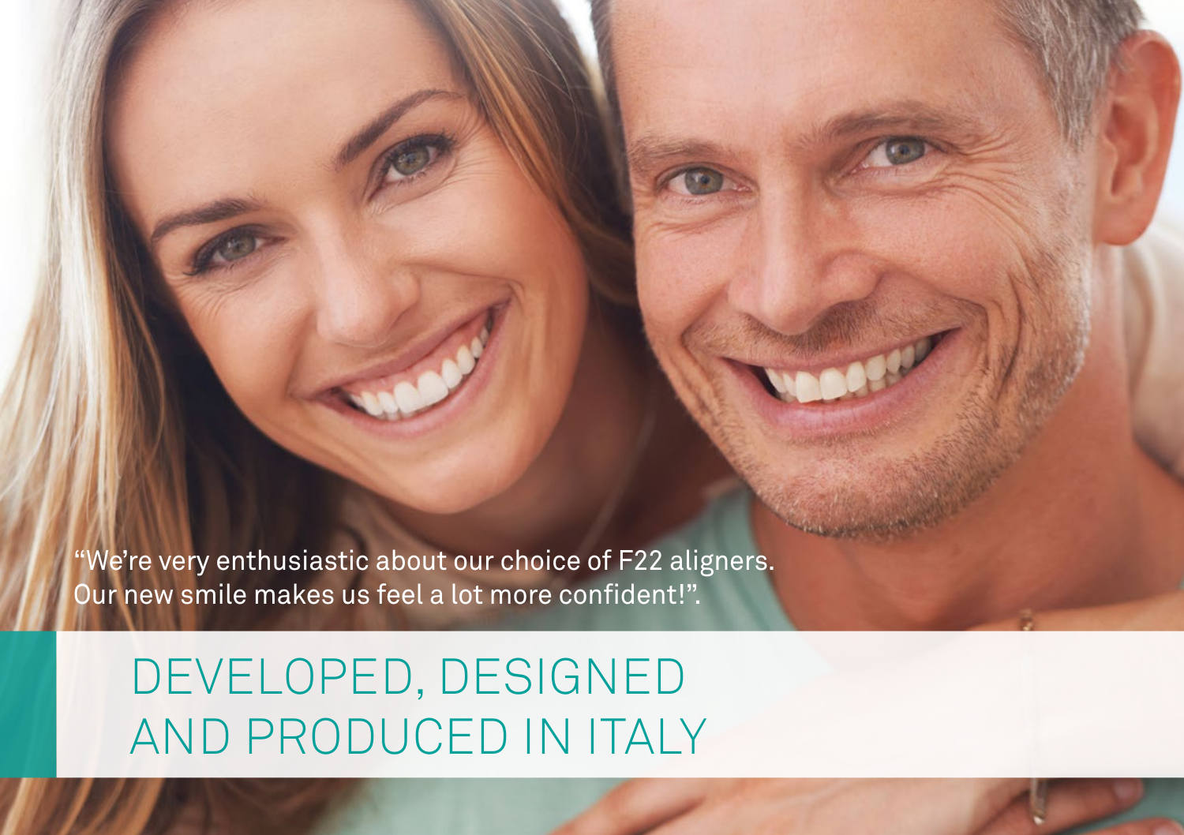“We’re very enthusiastic about our choice of F22 aligners. Our new smile makes us feel a lot more confident!”.

# DEVELOPED, DESIGNED AND PRODUCED IN ITALY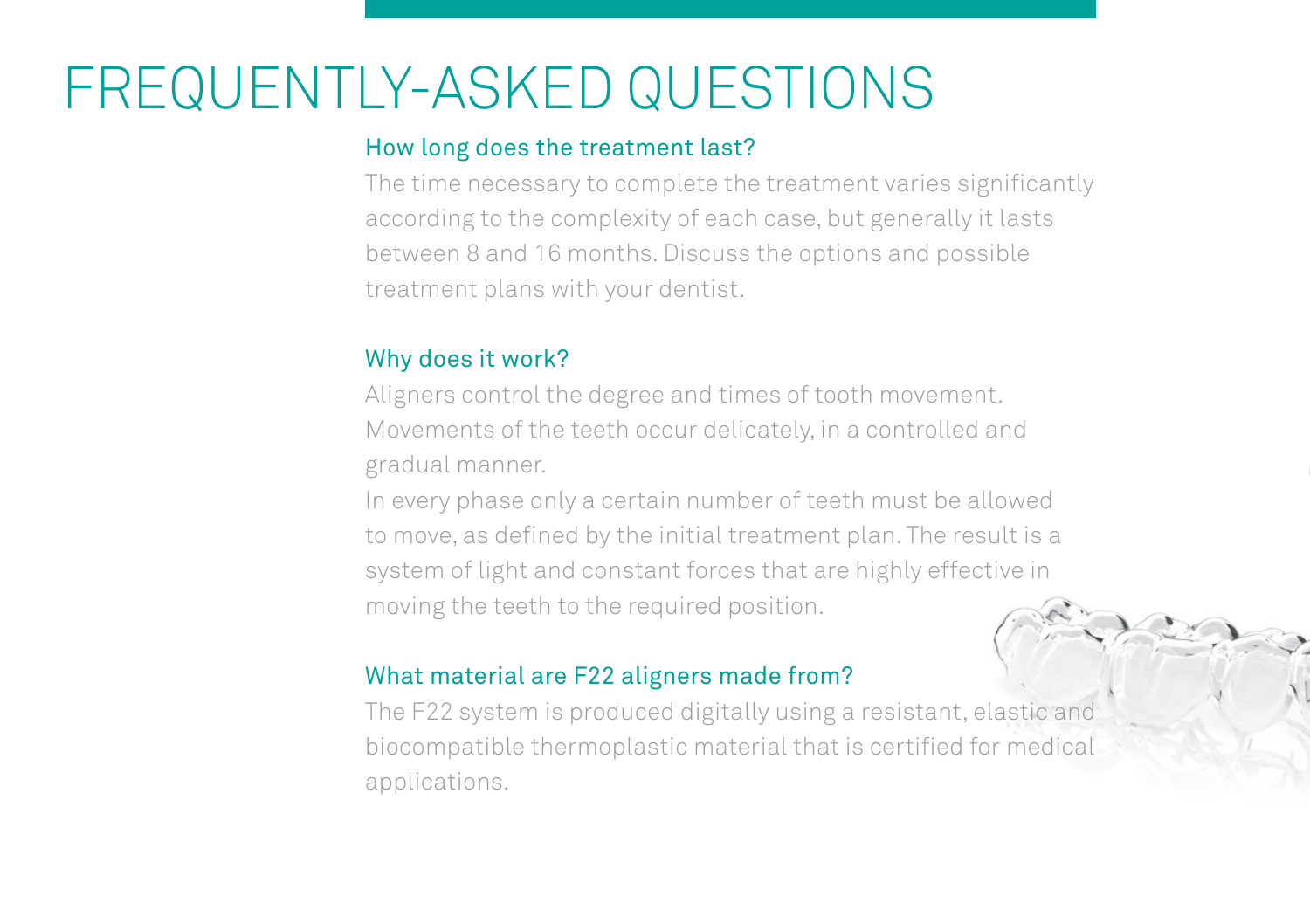# FREQUENTLY-ASKED QUESTIONS

## How long does the treatment last?

The time necessary to complete the treatment varies significantly according to the complexity of each case, but generally it lasts between 8 and 16 months. Discuss the options and possible treatment plans with your dentist.

## Why does it work?

Aligners control the degree and times of tooth movement. Movements of the teeth occur delicately, in a controlled and gradual manner.

In every phase only a certain number of teeth must be allowed to move, as defined by the initial treatment plan. The result is a system of light and constant forces that are highly effective in moving the teeth to the required position.

## What material are F22 aligners made from?

The F22 system is produced digitally using a resistant, elastic and biocompatible thermoplastic material that is certified for medical applications.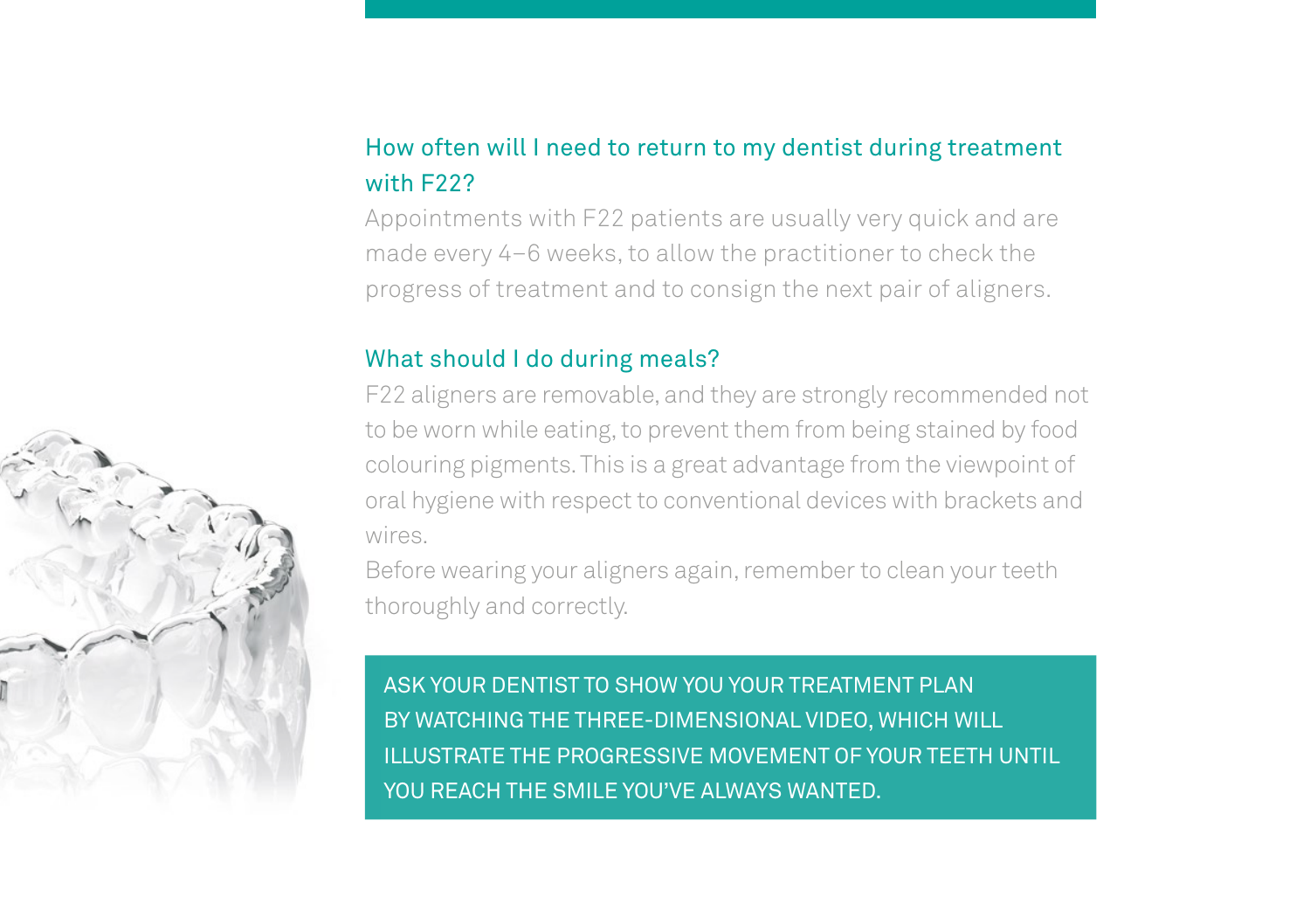## How often will I need to return to my dentist during treatment with F22?

Appointments with F22 patients are usually very quick and are made every 4–6 weeks, to allow the practitioner to check the progress of treatment and to consign the next pair of aligners.

## What should I do during meals?

F22 aligners are removable, and they are strongly recommended not to be worn while eating, to prevent them from being stained by food colouring pigments. This is a great advantage from the viewpoint of oral hygiene with respect to conventional devices with brackets and wires.

Before wearing your aligners again, remember to clean your teeth thoroughly and correctly.

ASK YOUR DENTIST TO SHOW YOU YOUR TREATMENT PLAN BY WATCHING THE THREE-DIMENSIONAL VIDEO, WHICH WILL ILLUSTRATE THE PROGRESSIVE MOVEMENT OF YOUR TEETH UNTIL YOU REACH THE SMILE YOU'VE ALWAYS WANTED.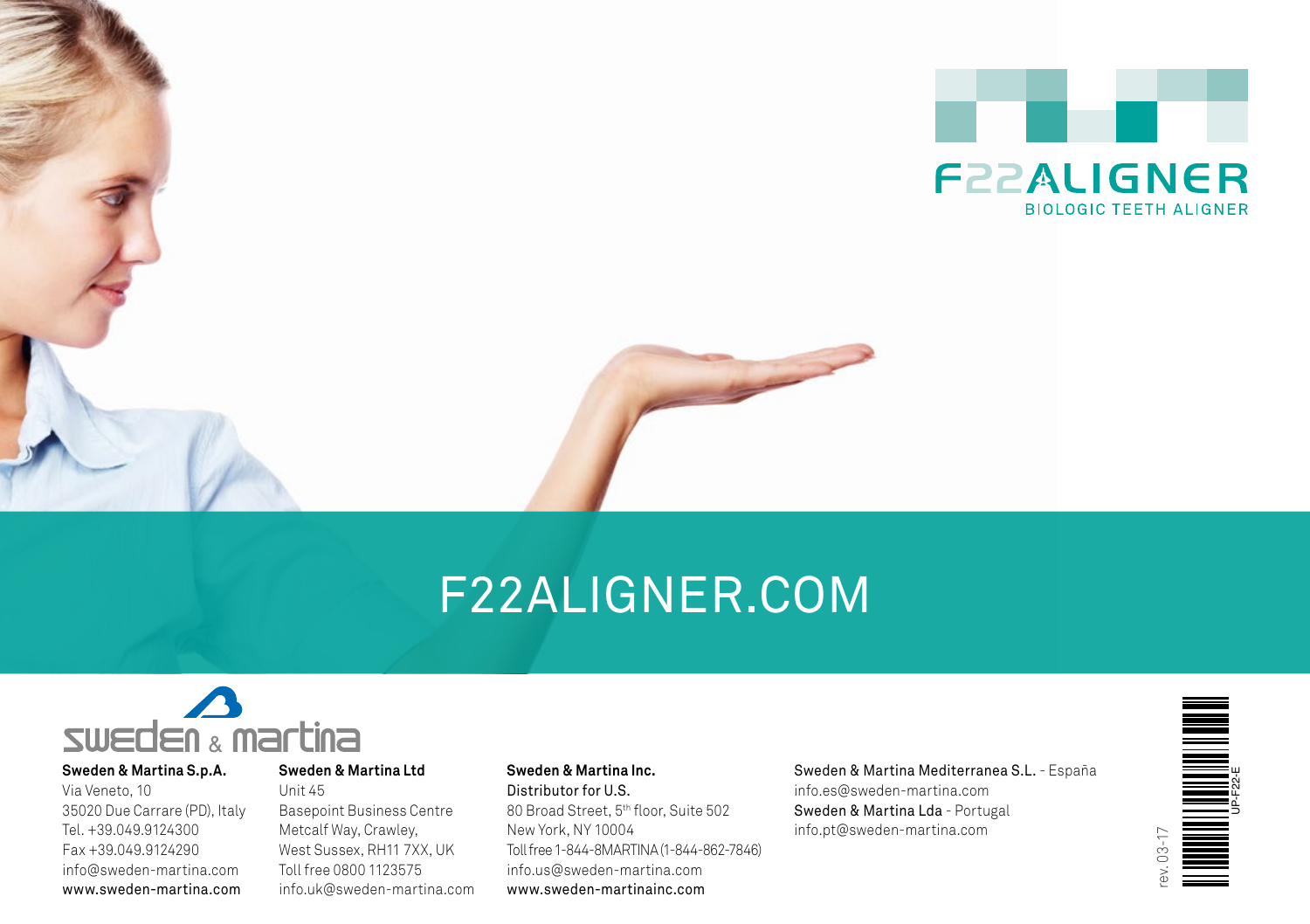F22ALIGNER

BIOLOGIC TEETH ALIGNER

F22ALIGNER.COM

sweden & martina

**Sweden & Martina S.p.A.**
Via Veneto, 10
35020 Due Carrare (PD), Italy
Tel. +39.049.9124300
Fax +39.049.9124290
info@sweden-martina.com
www.sweden-martina.com

**Sweden & Martina Ltd**
Unit 45
Basepoint Business Centre
Metcalf Way, Crawley,
West Sussex, RH11 7XX, UK
Toll free 0800 1123575
info.uk@sweden-martina.com

**Sweden & Martina Inc.**
Distributor for U.S.
80 Broad Street, 5th floor, Suite 502
New York, NY 10004
Toll free 1-844-8MARTINA (1-844-862-7846)
info.us@sweden-martina.com
www.sweden-martinainc.com

Sweden & Martina Mediterranea S.L. - España
info.es@sweden-martina.com
Sweden & Martina Lda - Portugal
info.pt@sweden-martina.com

rev. 03-17

UP-F22-E